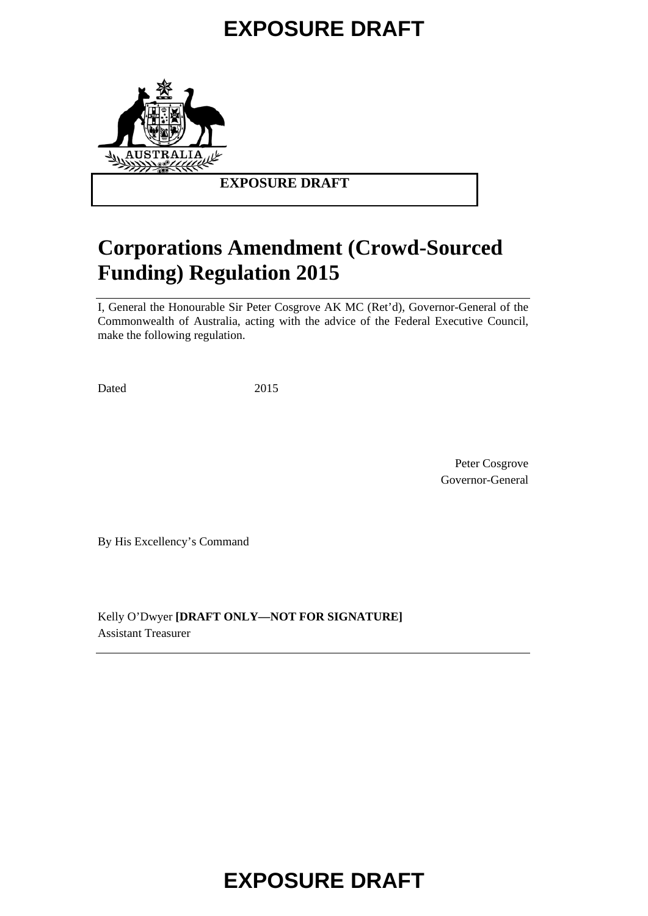EXPOSURE DRAFT

# Corporations Amendment (Crowd-Sourced Funding) Regulation 2015

I, General the Honourable Sir Peter Cosgrove AK MC (Ret'd), Governor-General of the Commonwealth of Australia, acting with the advice of the Federal Executive Council, make the following regulation.

Dated 2015

Peter Cosgrove
Governor-General

By His Excellency's Command

Kelly O'Dwyer **[DRAFT ONLY—NOT FOR SIGNATURE]**
Assistant Treasurer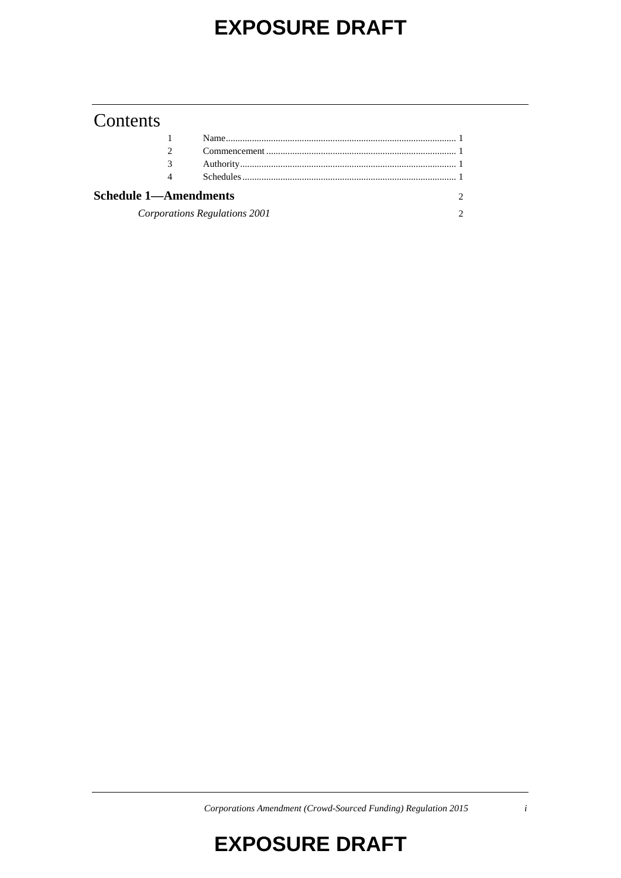# Contents

| | | |
|---|---|---|
| 1 | Name | 1 |
| 2 | Commencement | 1 |
| 3 | Authority | 1 |
| 4 | Schedules | 1 |

**Schedule 1—Amendments** 2

*Corporations Regulations 2001* 2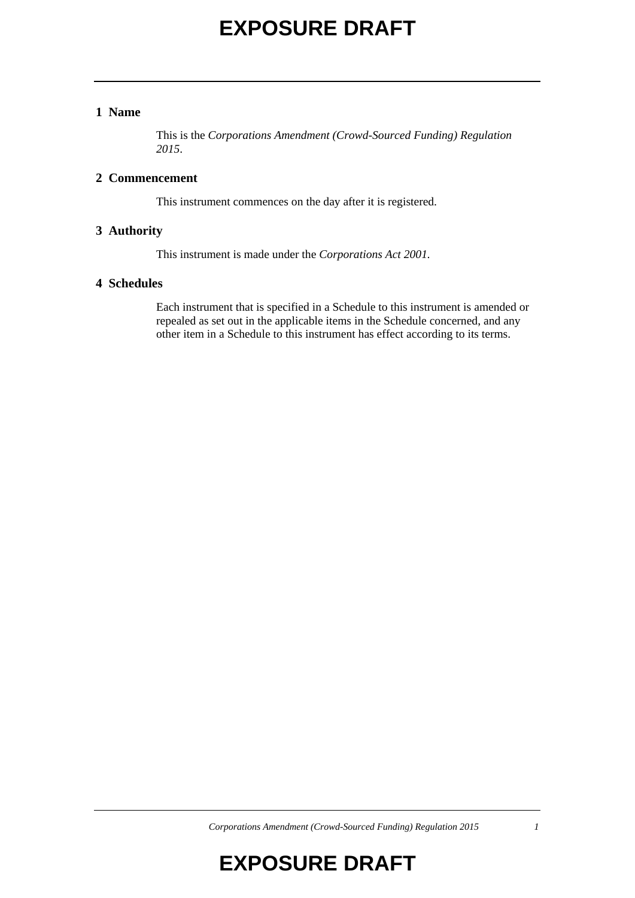## 1 Name

This is the *Corporations Amendment (Crowd-Sourced Funding) Regulation 2015*.

## 2 Commencement

This instrument commences on the day after it is registered.

## 3 Authority

This instrument is made under the *Corporations Act 2001*.

## 4 Schedules

Each instrument that is specified in a Schedule to this instrument is amended or repealed as set out in the applicable items in the Schedule concerned, and any other item in a Schedule to this instrument has effect according to its terms.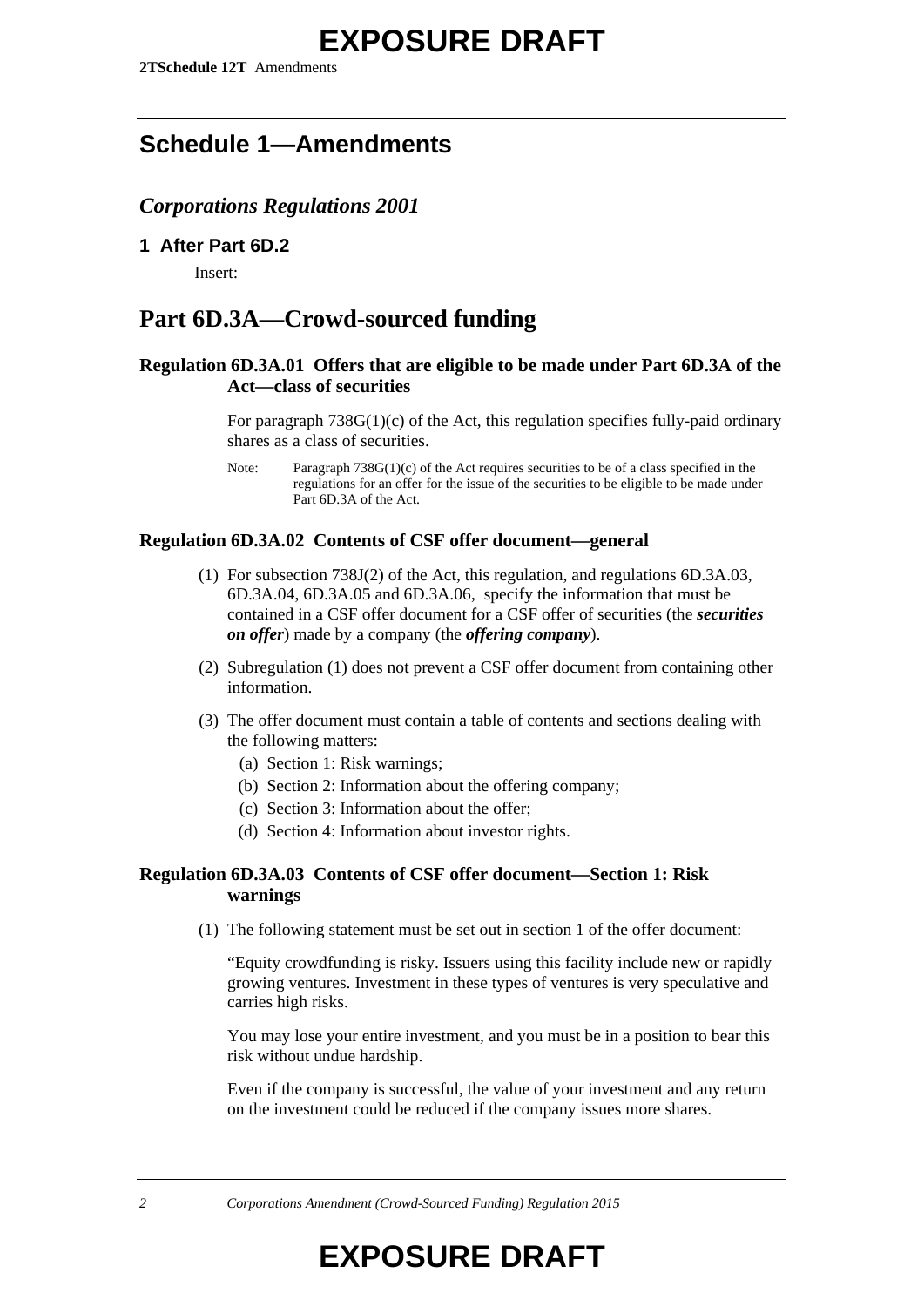## Schedule 1—Amendments

### *Corporations Regulations 2001*

#### 1 After Part 6D.2

Insert:

## Part 6D.3A—Crowd-sourced funding

### Regulation 6D.3A.01 Offers that are eligible to be made under Part 6D.3A of the Act—class of securities

For paragraph 738G(1)(c) of the Act, this regulation specifies fully-paid ordinary shares as a class of securities.

Note: Paragraph 738G(1)(c) of the Act requires securities to be of a class specified in the regulations for an offer for the issue of the securities to be eligible to be made under Part 6D.3A of the Act.

### Regulation 6D.3A.02 Contents of CSF offer document—general

(1) For subsection 738J(2) of the Act, this regulation, and regulations 6D.3A.03, 6D.3A.04, 6D.3A.05 and 6D.3A.06, specify the information that must be contained in a CSF offer document for a CSF offer of securities (the ***securities on offer***) made by a company (the ***offering company***).

(2) Subregulation (1) does not prevent a CSF offer document from containing other information.

(3) The offer document must contain a table of contents and sections dealing with the following matters:

(a) Section 1: Risk warnings;

(b) Section 2: Information about the offering company;

(c) Section 3: Information about the offer;

(d) Section 4: Information about investor rights.

### Regulation 6D.3A.03 Contents of CSF offer document—Section 1: Risk warnings

(1) The following statement must be set out in section 1 of the offer document:

"Equity crowdfunding is risky. Issuers using this facility include new or rapidly growing ventures. Investment in these types of ventures is very speculative and carries high risks.

You may lose your entire investment, and you must be in a position to bear this risk without undue hardship.

Even if the company is successful, the value of your investment and any return on the investment could be reduced if the company issues more shares.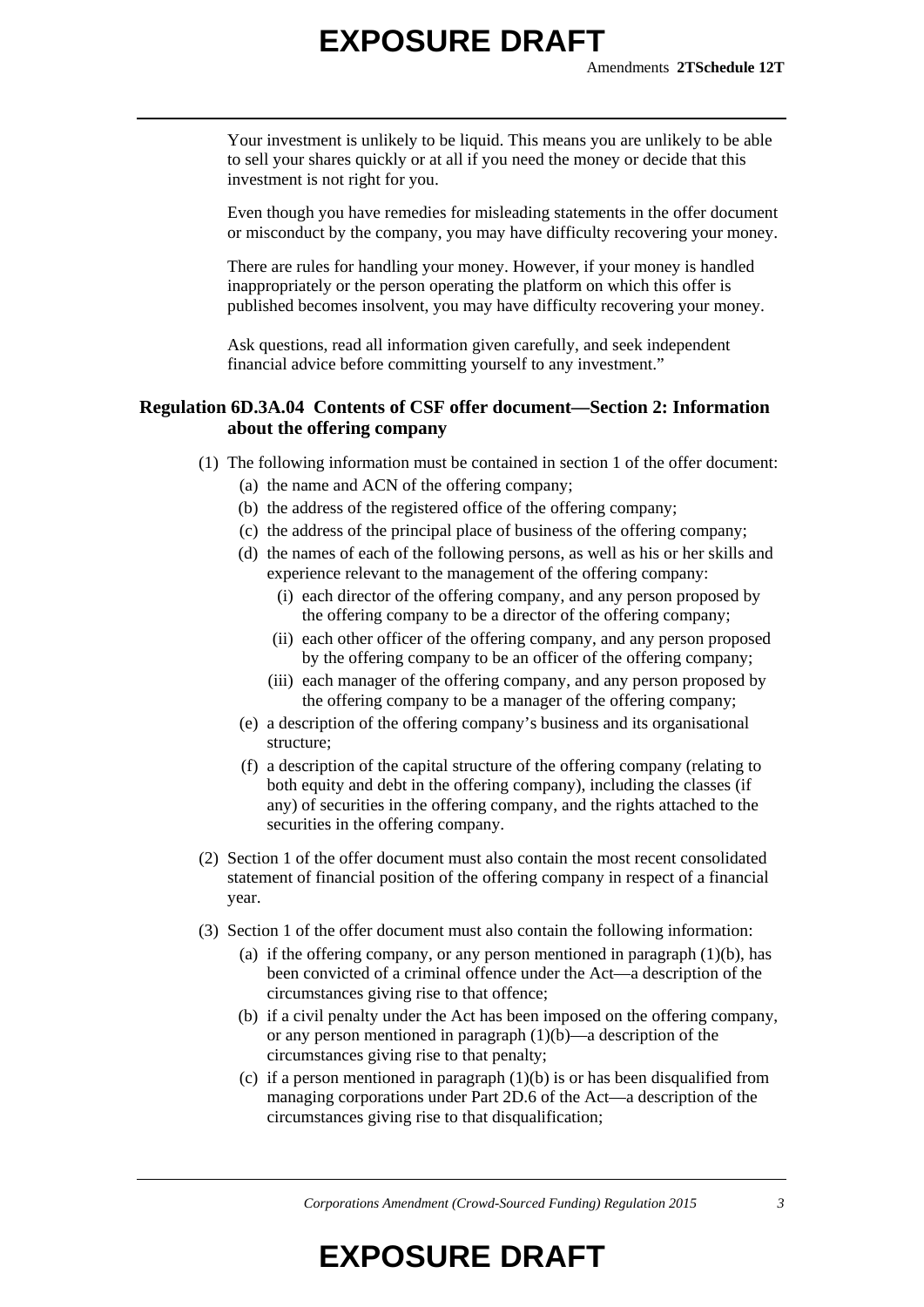Your investment is unlikely to be liquid. This means you are unlikely to be able to sell your shares quickly or at all if you need the money or decide that this investment is not right for you.

Even though you have remedies for misleading statements in the offer document or misconduct by the company, you may have difficulty recovering your money.

There are rules for handling your money. However, if your money is handled inappropriately or the person operating the platform on which this offer is published becomes insolvent, you may have difficulty recovering your money.

Ask questions, read all information given carefully, and seek independent financial advice before committing yourself to any investment."

### Regulation 6D.3A.04 Contents of CSF offer document—Section 2: Information about the offering company

(1) The following information must be contained in section 1 of the offer document:

  (a) the name and ACN of the offering company;

  (b) the address of the registered office of the offering company;

  (c) the address of the principal place of business of the offering company;

  (d) the names of each of the following persons, as well as his or her skills and experience relevant to the management of the offering company:

    (i) each director of the offering company, and any person proposed by the offering company to be a director of the offering company;

    (ii) each other officer of the offering company, and any person proposed by the offering company to be an officer of the offering company;

    (iii) each manager of the offering company, and any person proposed by the offering company to be a manager of the offering company;

  (e) a description of the offering company's business and its organisational structure;

  (f) a description of the capital structure of the offering company (relating to both equity and debt in the offering company), including the classes (if any) of securities in the offering company, and the rights attached to the securities in the offering company.

(2) Section 1 of the offer document must also contain the most recent consolidated statement of financial position of the offering company in respect of a financial year.

(3) Section 1 of the offer document must also contain the following information:

  (a) if the offering company, or any person mentioned in paragraph (1)(b), has been convicted of a criminal offence under the Act—a description of the circumstances giving rise to that offence;

  (b) if a civil penalty under the Act has been imposed on the offering company, or any person mentioned in paragraph (1)(b)—a description of the circumstances giving rise to that penalty;

  (c) if a person mentioned in paragraph (1)(b) is or has been disqualified from managing corporations under Part 2D.6 of the Act—a description of the circumstances giving rise to that disqualification;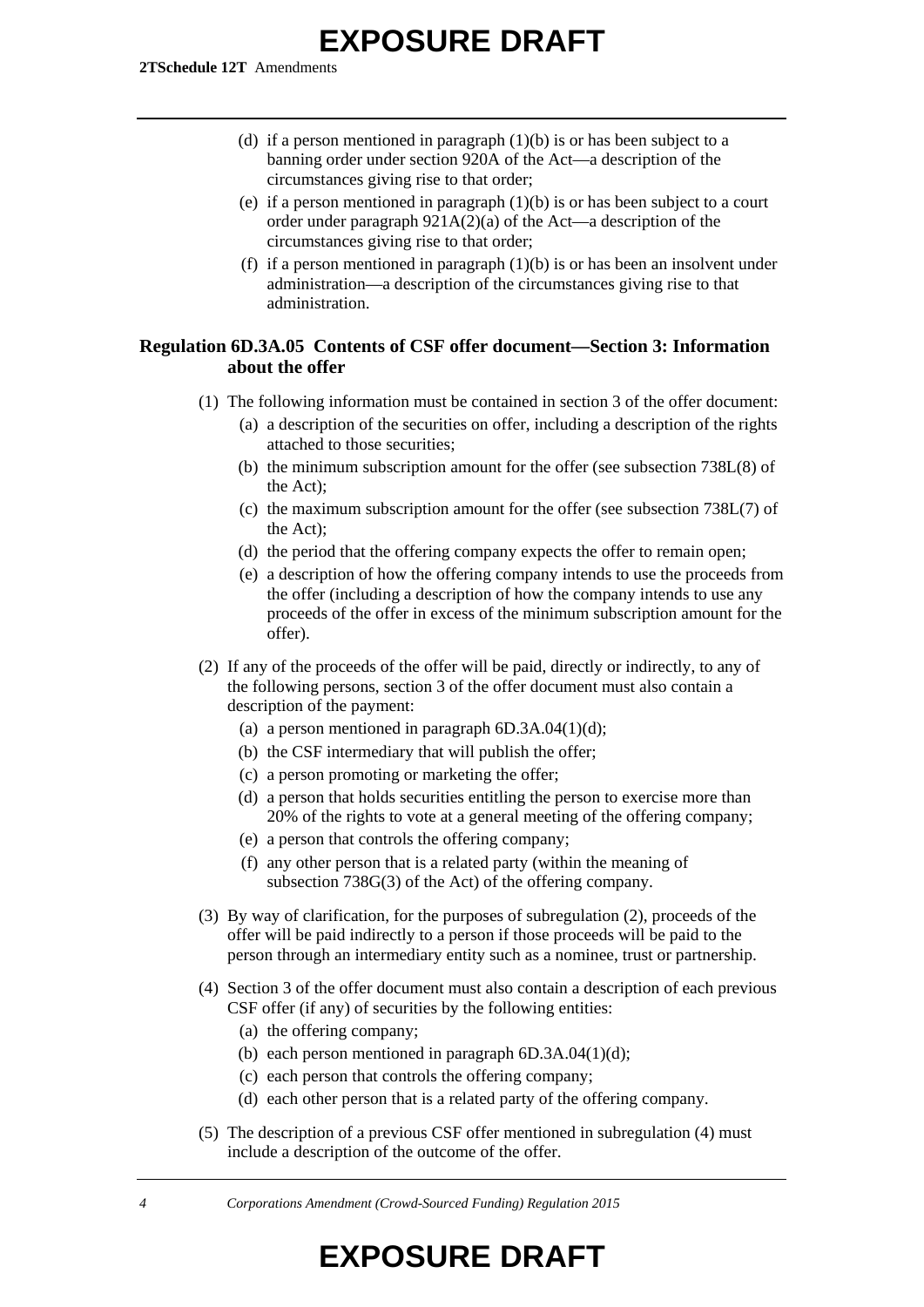(d) if a person mentioned in paragraph (1)(b) is or has been subject to a banning order under section 920A of the Act—a description of the circumstances giving rise to that order;

(e) if a person mentioned in paragraph (1)(b) is or has been subject to a court order under paragraph 921A(2)(a) of the Act—a description of the circumstances giving rise to that order;

(f) if a person mentioned in paragraph (1)(b) is or has been an insolvent under administration—a description of the circumstances giving rise to that administration.

### Regulation 6D.3A.05 Contents of CSF offer document—Section 3: Information about the offer

(1) The following information must be contained in section 3 of the offer document:

(a) a description of the securities on offer, including a description of the rights attached to those securities;

(b) the minimum subscription amount for the offer (see subsection 738L(8) of the Act);

(c) the maximum subscription amount for the offer (see subsection 738L(7) of the Act);

(d) the period that the offering company expects the offer to remain open;

(e) a description of how the offering company intends to use the proceeds from the offer (including a description of how the company intends to use any proceeds of the offer in excess of the minimum subscription amount for the offer).

(2) If any of the proceeds of the offer will be paid, directly or indirectly, to any of the following persons, section 3 of the offer document must also contain a description of the payment:

(a) a person mentioned in paragraph 6D.3A.04(1)(d);

(b) the CSF intermediary that will publish the offer;

(c) a person promoting or marketing the offer;

(d) a person that holds securities entitling the person to exercise more than 20% of the rights to vote at a general meeting of the offering company;

(e) a person that controls the offering company;

(f) any other person that is a related party (within the meaning of subsection 738G(3) of the Act) of the offering company.

(3) By way of clarification, for the purposes of subregulation (2), proceeds of the offer will be paid indirectly to a person if those proceeds will be paid to the person through an intermediary entity such as a nominee, trust or partnership.

(4) Section 3 of the offer document must also contain a description of each previous CSF offer (if any) of securities by the following entities:

(a) the offering company;

(b) each person mentioned in paragraph 6D.3A.04(1)(d);

(c) each person that controls the offering company;

(d) each other person that is a related party of the offering company.

(5) The description of a previous CSF offer mentioned in subregulation (4) must include a description of the outcome of the offer.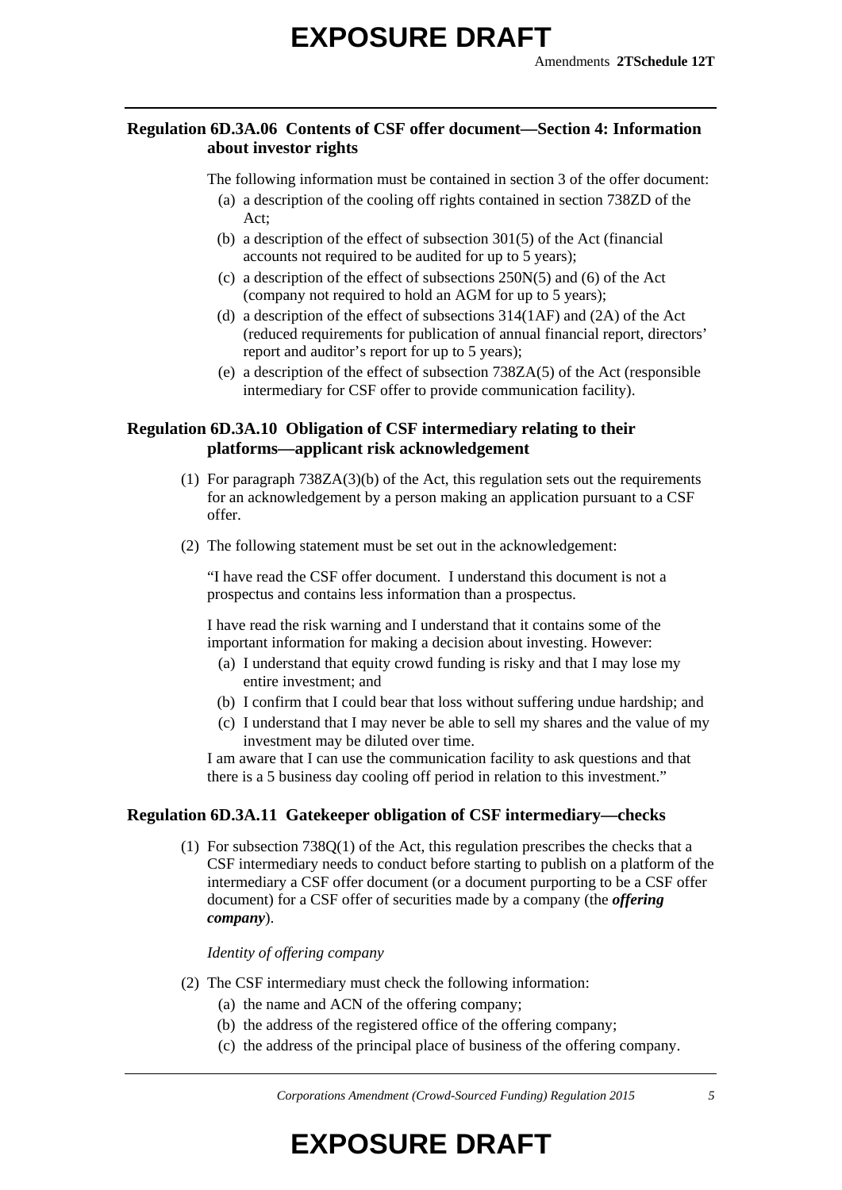### Regulation 6D.3A.06 Contents of CSF offer document—Section 4: Information about investor rights

The following information must be contained in section 3 of the offer document:

(a) a description of the cooling off rights contained in section 738ZD of the Act;

(b) a description of the effect of subsection 301(5) of the Act (financial accounts not required to be audited for up to 5 years);

(c) a description of the effect of subsections 250N(5) and (6) of the Act (company not required to hold an AGM for up to 5 years);

(d) a description of the effect of subsections 314(1AF) and (2A) of the Act (reduced requirements for publication of annual financial report, directors' report and auditor's report for up to 5 years);

(e) a description of the effect of subsection 738ZA(5) of the Act (responsible intermediary for CSF offer to provide communication facility).

### Regulation 6D.3A.10 Obligation of CSF intermediary relating to their platforms—applicant risk acknowledgement

(1) For paragraph 738ZA(3)(b) of the Act, this regulation sets out the requirements for an acknowledgement by a person making an application pursuant to a CSF offer.

(2) The following statement must be set out in the acknowledgement:

"I have read the CSF offer document. I understand this document is not a prospectus and contains less information than a prospectus.

I have read the risk warning and I understand that it contains some of the important information for making a decision about investing. However:

(a) I understand that equity crowd funding is risky and that I may lose my entire investment; and

(b) I confirm that I could bear that loss without suffering undue hardship; and

(c) I understand that I may never be able to sell my shares and the value of my investment may be diluted over time.

I am aware that I can use the communication facility to ask questions and that there is a 5 business day cooling off period in relation to this investment."

### Regulation 6D.3A.11 Gatekeeper obligation of CSF intermediary—checks

(1) For subsection 738Q(1) of the Act, this regulation prescribes the checks that a CSF intermediary needs to conduct before starting to publish on a platform of the intermediary a CSF offer document (or a document purporting to be a CSF offer document) for a CSF offer of securities made by a company (the ***offering company***).

*Identity of offering company*

(2) The CSF intermediary must check the following information:

(a) the name and ACN of the offering company;

(b) the address of the registered office of the offering company;

(c) the address of the principal place of business of the offering company.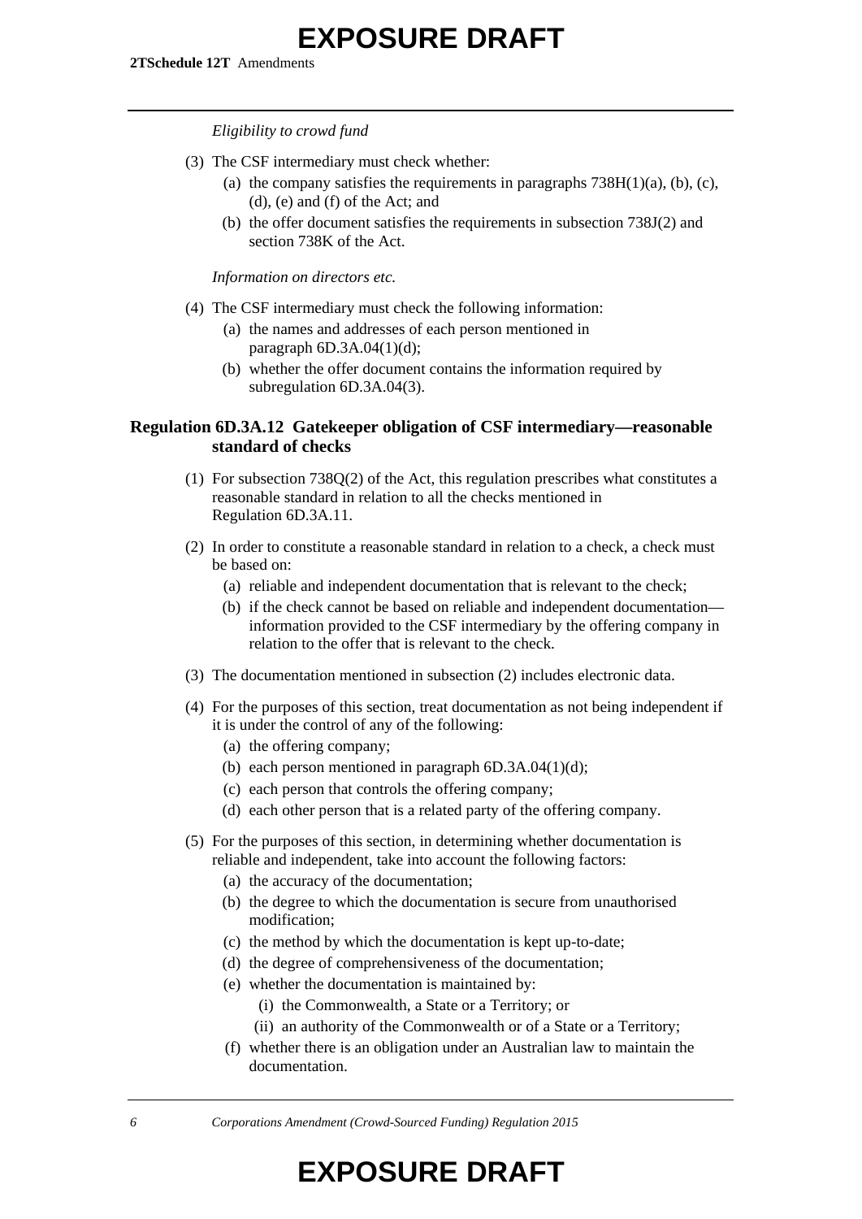*Eligibility to crowd fund*

(3) The CSF intermediary must check whether:

  (a) the company satisfies the requirements in paragraphs 738H(1)(a), (b), (c), (d), (e) and (f) of the Act; and

  (b) the offer document satisfies the requirements in subsection 738J(2) and section 738K of the Act.

*Information on directors etc.*

(4) The CSF intermediary must check the following information:

  (a) the names and addresses of each person mentioned in paragraph 6D.3A.04(1)(d);

  (b) whether the offer document contains the information required by subregulation 6D.3A.04(3).

## Regulation 6D.3A.12 Gatekeeper obligation of CSF intermediary—reasonable standard of checks

(1) For subsection 738Q(2) of the Act, this regulation prescribes what constitutes a reasonable standard in relation to all the checks mentioned in Regulation 6D.3A.11.

(2) In order to constitute a reasonable standard in relation to a check, a check must be based on:

  (a) reliable and independent documentation that is relevant to the check;

  (b) if the check cannot be based on reliable and independent documentation—information provided to the CSF intermediary by the offering company in relation to the offer that is relevant to the check.

(3) The documentation mentioned in subsection (2) includes electronic data.

(4) For the purposes of this section, treat documentation as not being independent if it is under the control of any of the following:

  (a) the offering company;

  (b) each person mentioned in paragraph 6D.3A.04(1)(d);

  (c) each person that controls the offering company;

  (d) each other person that is a related party of the offering company.

(5) For the purposes of this section, in determining whether documentation is reliable and independent, take into account the following factors:

  (a) the accuracy of the documentation;

  (b) the degree to which the documentation is secure from unauthorised modification;

  (c) the method by which the documentation is kept up-to-date;

  (d) the degree of comprehensiveness of the documentation;

  (e) whether the documentation is maintained by:

    (i) the Commonwealth, a State or a Territory; or

    (ii) an authority of the Commonwealth or of a State or a Territory;

  (f) whether there is an obligation under an Australian law to maintain the documentation.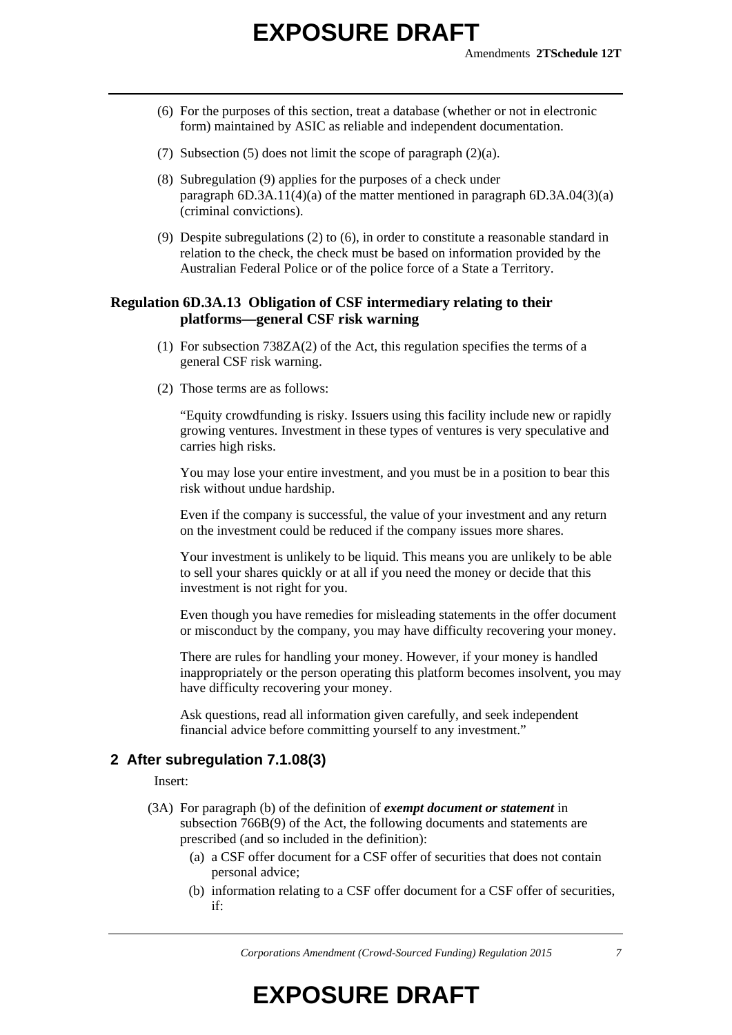(6) For the purposes of this section, treat a database (whether or not in electronic form) maintained by ASIC as reliable and independent documentation.

(7) Subsection (5) does not limit the scope of paragraph (2)(a).

(8) Subregulation (9) applies for the purposes of a check under paragraph 6D.3A.11(4)(a) of the matter mentioned in paragraph 6D.3A.04(3)(a) (criminal convictions).

(9) Despite subregulations (2) to (6), in order to constitute a reasonable standard in relation to the check, the check must be based on information provided by the Australian Federal Police or of the police force of a State a Territory.

### Regulation 6D.3A.13 Obligation of CSF intermediary relating to their platforms—general CSF risk warning

(1) For subsection 738ZA(2) of the Act, this regulation specifies the terms of a general CSF risk warning.

(2) Those terms are as follows:

"Equity crowdfunding is risky. Issuers using this facility include new or rapidly growing ventures. Investment in these types of ventures is very speculative and carries high risks.

You may lose your entire investment, and you must be in a position to bear this risk without undue hardship.

Even if the company is successful, the value of your investment and any return on the investment could be reduced if the company issues more shares.

Your investment is unlikely to be liquid. This means you are unlikely to be able to sell your shares quickly or at all if you need the money or decide that this investment is not right for you.

Even though you have remedies for misleading statements in the offer document or misconduct by the company, you may have difficulty recovering your money.

There are rules for handling your money. However, if your money is handled inappropriately or the person operating this platform becomes insolvent, you may have difficulty recovering your money.

Ask questions, read all information given carefully, and seek independent financial advice before committing yourself to any investment."

## 2 After subregulation 7.1.08(3)

Insert:

(3A) For paragraph (b) of the definition of ***exempt document or statement*** in subsection 766B(9) of the Act, the following documents and statements are prescribed (and so included in the definition):

(a) a CSF offer document for a CSF offer of securities that does not contain personal advice;

(b) information relating to a CSF offer document for a CSF offer of securities, if: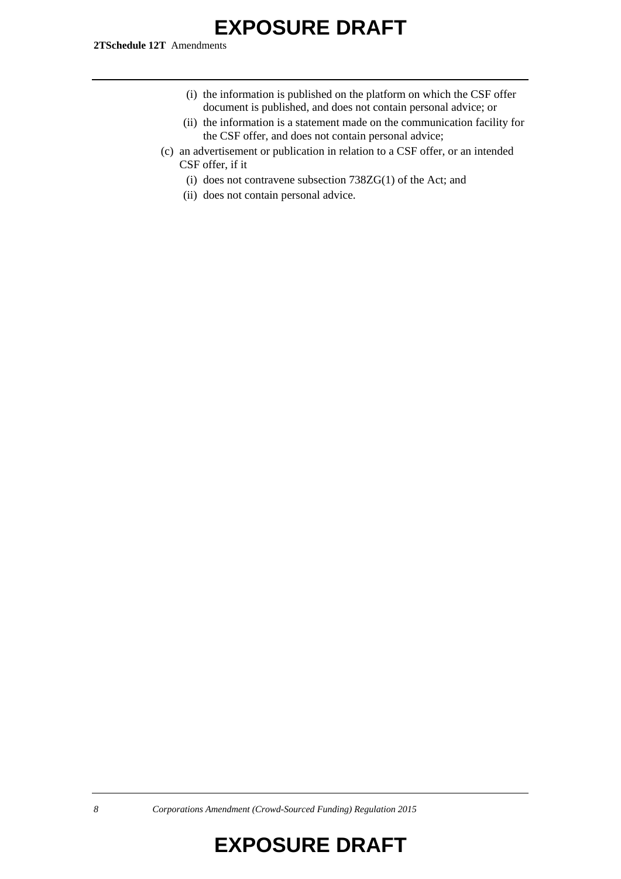(i) the information is published on the platform on which the CSF offer document is published, and does not contain personal advice; or

(ii) the information is a statement made on the communication facility for the CSF offer, and does not contain personal advice;

(c) an advertisement or publication in relation to a CSF offer, or an intended CSF offer, if it

(i) does not contravene subsection 738ZG(1) of the Act; and

(ii) does not contain personal advice.